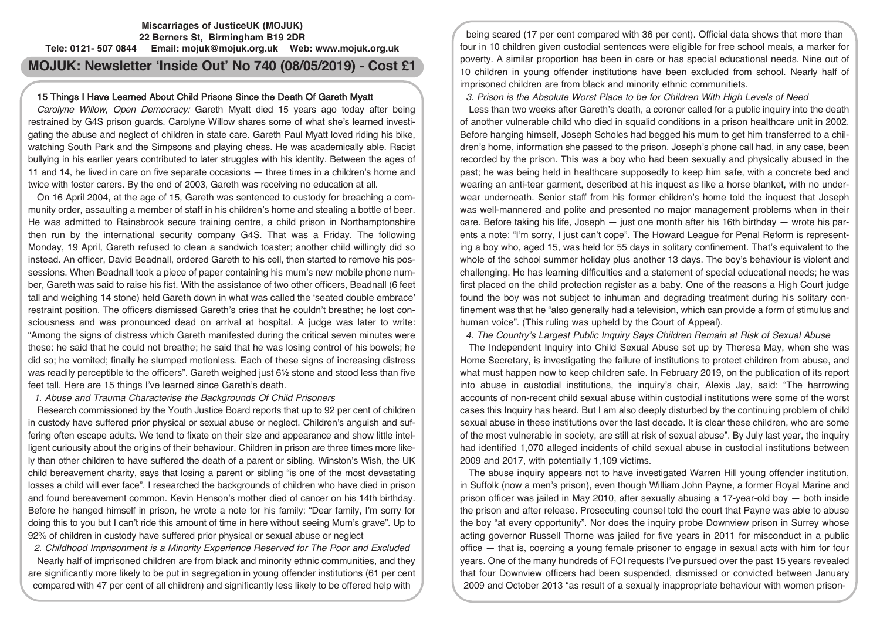**Miscarriages of JusticeUK (MOJUK)**
**22 Berners St, Birmingham B19 2DR**
**Tele: 0121- 507 0844 Email: mojuk@mojuk.org.uk Web: www.mojuk.org.uk**

# MOJUK: Newsletter 'Inside Out' No 740 (08/05/2019) - Cost £1

## 15 Things I Have Learned About Child Prisons Since the Death Of Gareth Myatt

*Carolyne Willow, Open Democracy:* Gareth Myatt died 15 years ago today after being restrained by G4S prison guards. Carolyne Willow shares some of what she's learned investigating the abuse and neglect of children in state care. Gareth Paul Myatt loved riding his bike, watching South Park and the Simpsons and playing chess. He was academically able. Racist bullying in his earlier years contributed to later struggles with his identity. Between the ages of 11 and 14, he lived in care on five separate occasions — three times in a children's home and twice with foster carers. By the end of 2003, Gareth was receiving no education at all.

On 16 April 2004, at the age of 15, Gareth was sentenced to custody for breaching a community order, assaulting a member of staff in his children's home and stealing a bottle of beer. He was admitted to Rainsbrook secure training centre, a child prison in Northamptonshire then run by the international security company G4S. That was a Friday. The following Monday, 19 April, Gareth refused to clean a sandwich toaster; another child willingly did so instead. An officer, David Beadnall, ordered Gareth to his cell, then started to remove his possessions. When Beadnall took a piece of paper containing his mum's new mobile phone number, Gareth was said to raise his fist. With the assistance of two other officers, Beadnall (6 feet tall and weighing 14 stone) held Gareth down in what was called the 'seated double embrace' restraint position. The officers dismissed Gareth's cries that he couldn't breathe; he lost consciousness and was pronounced dead on arrival at hospital. A judge was later to write: "Among the signs of distress which Gareth manifested during the critical seven minutes were these: he said that he could not breathe; he said that he was losing control of his bowels; he did so; he vomited; finally he slumped motionless. Each of these signs of increasing distress was readily perceptible to the officers". Gareth weighed just 6½ stone and stood less than five feet tall. Here are 15 things I've learned since Gareth's death.

*1. Abuse and Trauma Characterise the Backgrounds Of Child Prisoners*

Research commissioned by the Youth Justice Board reports that up to 92 per cent of children in custody have suffered prior physical or sexual abuse or neglect. Children's anguish and suffering often escape adults. We tend to fixate on their size and appearance and show little intelligent curiousity about the origins of their behaviour. Children in prison are three times more likely than other children to have suffered the death of a parent or sibling. Winston's Wish, the UK child bereavement charity, says that losing a parent or sibling "is one of the most devastating losses a child will ever face". I researched the backgrounds of children who have died in prison and found bereavement common. Kevin Henson's mother died of cancer on his 14th birthday. Before he hanged himself in prison, he wrote a note for his family: "Dear family, I'm sorry for doing this to you but I can't ride this amount of time in here without seeing Mum's grave". Up to 92% of children in custody have suffered prior physical or sexual abuse or neglect

*2. Childhood Imprisonment is a Minority Experience Reserved for The Poor and Excluded*

Nearly half of imprisoned children are from black and minority ethnic communities, and they are significantly more likely to be put in segregation in young offender institutions (61 per cent compared with 47 per cent of all children) and significantly less likely to be offered help with being scared (17 per cent compared with 36 per cent). Official data shows that more than four in 10 children given custodial sentences were eligible for free school meals, a marker for poverty. A similar proportion has been in care or has special educational needs. Nine out of 10 children in young offender institutions have been excluded from school. Nearly half of imprisoned children are from black and minority ethnic communitiets.

*3. Prison is the Absolute Worst Place to be for Children With High Levels of Need*

Less than two weeks after Gareth's death, a coroner called for a public inquiry into the death of another vulnerable child who died in squalid conditions in a prison healthcare unit in 2002. Before hanging himself, Joseph Scholes had begged his mum to get him transferred to a children's home, information she passed to the prison. Joseph's phone call had, in any case, been recorded by the prison. This was a boy who had been sexually and physically abused in the past; he was being held in healthcare supposedly to keep him safe, with a concrete bed and wearing an anti-tear garment, described at his inquest as like a horse blanket, with no underwear underneath. Senior staff from his former children's home told the inquest that Joseph was well-mannered and polite and presented no major management problems when in their care. Before taking his life, Joseph — just one month after his 16th birthday — wrote his parents a note: "I'm sorry, I just can't cope". The Howard League for Penal Reform is representing a boy who, aged 15, was held for 55 days in solitary confinement. That's equivalent to the whole of the school summer holiday plus another 13 days. The boy's behaviour is violent and challenging. He has learning difficulties and a statement of special educational needs; he was first placed on the child protection register as a baby. One of the reasons a High Court judge found the boy was not subject to inhuman and degrading treatment during his solitary confinement was that he "also generally had a television, which can provide a form of stimulus and human voice". (This ruling was upheld by the Court of Appeal).

*4. The Country's Largest Public Inquiry Says Children Remain at Risk of Sexual Abuse*

The Independent Inquiry into Child Sexual Abuse set up by Theresa May, when she was Home Secretary, is investigating the failure of institutions to protect children from abuse, and what must happen now to keep children safe. In February 2019, on the publication of its report into abuse in custodial institutions, the inquiry's chair, Alexis Jay, said: "The harrowing accounts of non-recent child sexual abuse within custodial institutions were some of the worst cases this Inquiry has heard. But I am also deeply disturbed by the continuing problem of child sexual abuse in these institutions over the last decade. It is clear these children, who are some of the most vulnerable in society, are still at risk of sexual abuse". By July last year, the inquiry had identified 1,070 alleged incidents of child sexual abuse in custodial institutions between 2009 and 2017, with potentially 1,109 victims.

The abuse inquiry appears not to have investigated Warren Hill young offender institution, in Suffolk (now a men's prison), even though William John Payne, a former Royal Marine and prison officer was jailed in May 2010, after sexually abusing a 17-year-old boy — both inside the prison and after release. Prosecuting counsel told the court that Payne was able to abuse the boy "at every opportunity". Nor does the inquiry probe Downview prison in Surrey whose acting governor Russell Thorne was jailed for five years in 2011 for misconduct in a public office — that is, coercing a young female prisoner to engage in sexual acts with him for four years. One of the many hundreds of FOI requests I've pursued over the past 15 years revealed that four Downview officers had been suspended, dismissed or convicted between January 2009 and October 2013 "as result of a sexually inappropriate behaviour with women prison-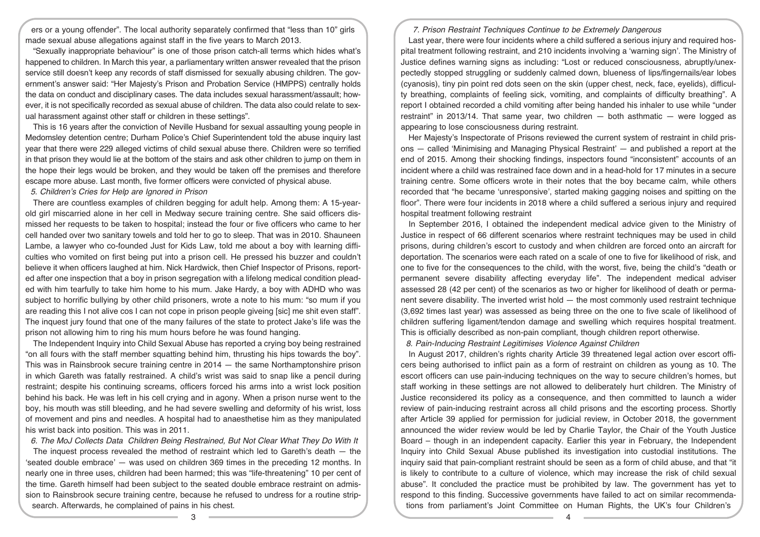ers or a young offender". The local authority separately confirmed that "less than 10" girls made sexual abuse allegations against staff in the five years to March 2013.

"Sexually inappropriate behaviour" is one of those prison catch-all terms which hides what's happened to children. In March this year, a parliamentary written answer revealed that the prison service still doesn't keep any records of staff dismissed for sexually abusing children. The government's answer said: "Her Majesty's Prison and Probation Service (HMPPS) centrally holds the data on conduct and disciplinary cases. The data includes sexual harassment/assault; however, it is not specifically recorded as sexual abuse of children. The data also could relate to sexual harassment against other staff or children in these settings".

This is 16 years after the conviction of Neville Husband for sexual assaulting young people in Medomsley detention centre; Durham Police's Chief Superintendent told the abuse inquiry last year that there were 229 alleged victims of child sexual abuse there. Children were so terrified in that prison they would lie at the bottom of the stairs and ask other children to jump on them in the hope their legs would be broken, and they would be taken off the premises and therefore escape more abuse. Last month, five former officers were convicted of physical abuse.

*5. Children's Cries for Help are Ignored in Prison*

There are countless examples of children begging for adult help. Among them: A 15-year-old girl miscarried alone in her cell in Medway secure training centre. She said officers dismissed her requests to be taken to hospital; instead the four or five officers who came to her cell handed over two sanitary towels and told her to go to sleep. That was in 2010. Shauneen Lambe, a lawyer who co-founded Just for Kids Law, told me about a boy with learning difficulties who vomited on first being put into a prison cell. He pressed his buzzer and couldn't believe it when officers laughed at him. Nick Hardwick, then Chief Inspector of Prisons, reported after one inspection that a boy in prison segregation with a lifelong medical condition pleaded with him tearfully to take him home to his mum. Jake Hardy, a boy with ADHD who was subject to horrific bullying by other child prisoners, wrote a note to his mum: "so mum if you are reading this I not alive cos I can not cope in prison people giveing [sic] me shit even staff". The inquest jury found that one of the many failures of the state to protect Jake's life was the prison not allowing him to ring his mum hours before he was found hanging.

The Independent Inquiry into Child Sexual Abuse has reported a crying boy being restrained "on all fours with the staff member squatting behind him, thrusting his hips towards the boy". This was in Rainsbrook secure training centre in 2014 — the same Northamptonshire prison in which Gareth was fatally restrained. A child's wrist was said to snap like a pencil during restraint; despite his continuing screams, officers forced his arms into a wrist lock position behind his back. He was left in his cell crying and in agony. When a prison nurse went to the boy, his mouth was still bleeding, and he had severe swelling and deformity of his wrist, loss of movement and pins and needles. A hospital had to anaesthetise him as they manipulated his wrist back into position. This was in 2011.

*6. The MoJ Collects Data Children Being Restrained, But Not Clear What They Do With It*

The inquest process revealed the method of restraint which led to Gareth's death — the 'seated double embrace' — was used on children 369 times in the preceding 12 months. In nearly one in three uses, children had been harmed; this was "life-threatening" 10 per cent of the time. Gareth himself had been subject to the seated double embrace restraint on admission to Rainsbrook secure training centre, because he refused to undress for a routine strip-search. Afterwards, he complained of pains in his chest.

*7. Prison Restraint Techniques Continue to be Extremely Dangerous*

Last year, there were four incidents where a child suffered a serious injury and required hospital treatment following restraint, and 210 incidents involving a 'warning sign'. The Ministry of Justice defines warning signs as including: "Lost or reduced consciousness, abruptly/unexpectedly stopped struggling or suddenly calmed down, blueness of lips/fingernails/ear lobes (cyanosis), tiny pin point red dots seen on the skin (upper chest, neck, face, eyelids), difficulty breathing, complaints of feeling sick, vomiting, and complaints of difficulty breathing". A report I obtained recorded a child vomiting after being handed his inhaler to use while "under restraint" in 2013/14. That same year, two children — both asthmatic — were logged as appearing to lose consciousness during restraint.

Her Majesty's Inspectorate of Prisons reviewed the current system of restraint in child prisons — called 'Minimising and Managing Physical Restraint' — and published a report at the end of 2015. Among their shocking findings, inspectors found "inconsistent" accounts of an incident where a child was restrained face down and in a head-hold for 17 minutes in a secure training centre. Some officers wrote in their notes that the boy became calm, while others recorded that "he became 'unresponsive', started making gagging noises and spitting on the floor". There were four incidents in 2018 where a child suffered a serious injury and required hospital treatment following restraint

In September 2016, I obtained the independent medical advice given to the Ministry of Justice in respect of 66 different scenarios where restraint techniques may be used in child prisons, during children's escort to custody and when children are forced onto an aircraft for deportation. The scenarios were each rated on a scale of one to five for likelihood of risk, and one to five for the consequences to the child, with the worst, five, being the child's "death or permanent severe disability affecting everyday life". The independent medical adviser assessed 28 (42 per cent) of the scenarios as two or higher for likelihood of death or permanent severe disability. The inverted wrist hold — the most commonly used restraint technique (3,692 times last year) was assessed as being three on the one to five scale of likelihood of children suffering ligament/tendon damage and swelling which requires hospital treatment. This is officially described as non-pain compliant, though children report otherwise.

*8. Pain-Inducing Restraint Legitimises Violence Against Children*

In August 2017, children's rights charity Article 39 threatened legal action over escort officers being authorised to inflict pain as a form of restraint on children as young as 10. The escort officers can use pain-inducing techniques on the way to secure children's homes, but staff working in these settings are not allowed to deliberately hurt children. The Ministry of Justice reconsidered its policy as a consequence, and then committed to launch a wider review of pain-inducing restraint across all child prisons and the escorting process. Shortly after Article 39 applied for permission for judicial review, in October 2018, the government announced the wider review would be led by Charlie Taylor, the Chair of the Youth Justice Board – though in an independent capacity. Earlier this year in February, the Independent Inquiry into Child Sexual Abuse published its investigation into custodial institutions. The inquiry said that pain-compliant restraint should be seen as a form of child abuse, and that "it is likely to contribute to a culture of violence, which may increase the risk of child sexual abuse". It concluded the practice must be prohibited by law. The government has yet to respond to this finding. Successive governments have failed to act on similar recommendations from parliament's Joint Committee on Human Rights, the UK's four Children's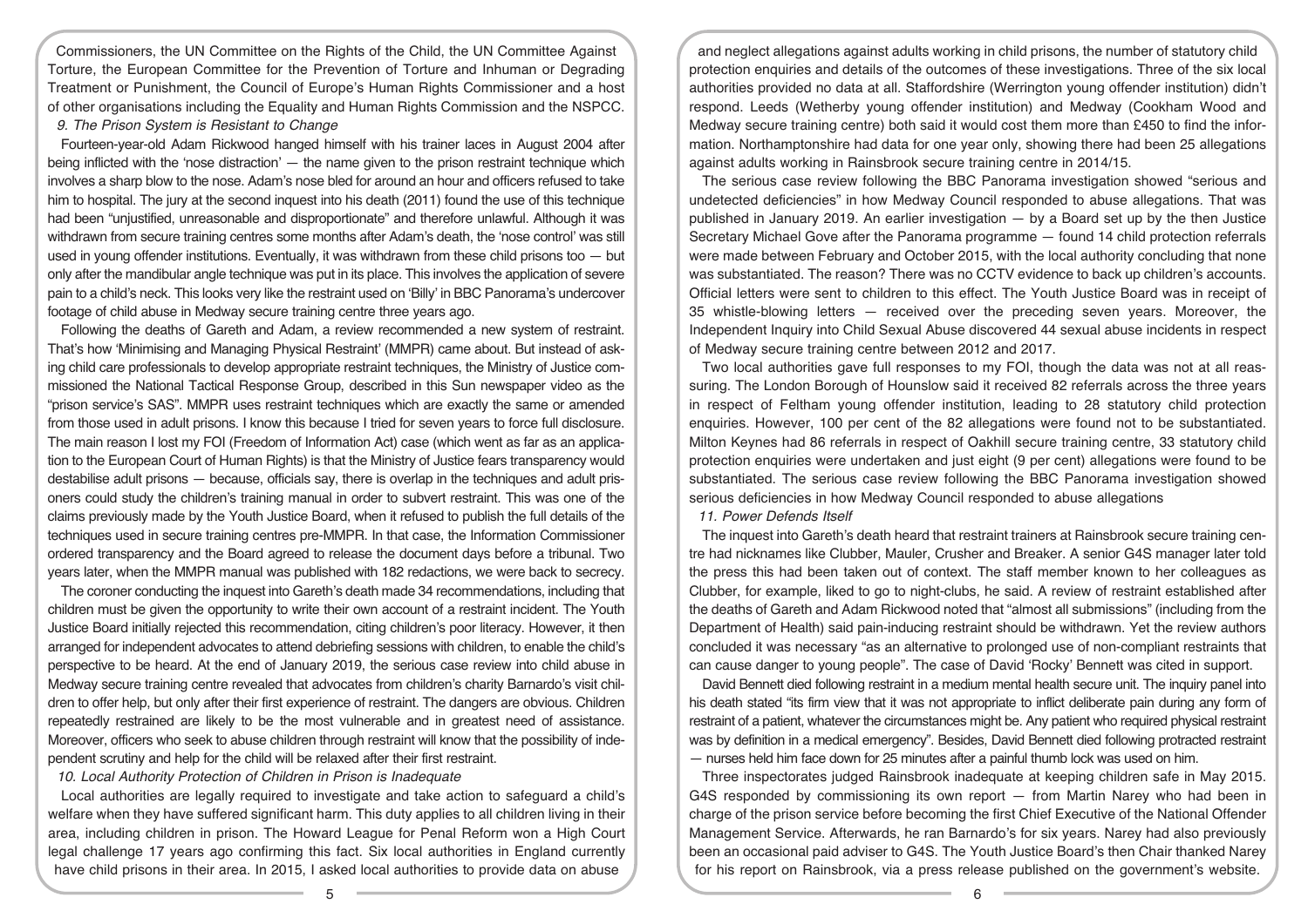Commissioners, the UN Committee on the Rights of the Child, the UN Committee Against Torture, the European Committee for the Prevention of Torture and Inhuman or Degrading Treatment or Punishment, the Council of Europe's Human Rights Commissioner and a host of other organisations including the Equality and Human Rights Commission and the NSPCC.

*9. The Prison System is Resistant to Change*

Fourteen-year-old Adam Rickwood hanged himself with his trainer laces in August 2004 after being inflicted with the 'nose distraction' — the name given to the prison restraint technique which involves a sharp blow to the nose. Adam's nose bled for around an hour and officers refused to take him to hospital. The jury at the second inquest into his death (2011) found the use of this technique had been "unjustified, unreasonable and disproportionate" and therefore unlawful. Although it was withdrawn from secure training centres some months after Adam's death, the 'nose control' was still used in young offender institutions. Eventually, it was withdrawn from these child prisons too — but only after the mandibular angle technique was put in its place. This involves the application of severe pain to a child's neck. This looks very like the restraint used on 'Billy' in BBC Panorama's undercover footage of child abuse in Medway secure training centre three years ago.

Following the deaths of Gareth and Adam, a review recommended a new system of restraint. That's how 'Minimising and Managing Physical Restraint' (MMPR) came about. But instead of asking child care professionals to develop appropriate restraint techniques, the Ministry of Justice commissioned the National Tactical Response Group, described in this Sun newspaper video as the "prison service's SAS". MMPR uses restraint techniques which are exactly the same or amended from those used in adult prisons. I know this because I tried for seven years to force full disclosure. The main reason I lost my FOI (Freedom of Information Act) case (which went as far as an application to the European Court of Human Rights) is that the Ministry of Justice fears transparency would destabilise adult prisons — because, officials say, there is overlap in the techniques and adult prisoners could study the children's training manual in order to subvert restraint. This was one of the claims previously made by the Youth Justice Board, when it refused to publish the full details of the techniques used in secure training centres pre-MMPR. In that case, the Information Commissioner ordered transparency and the Board agreed to release the document days before a tribunal. Two years later, when the MMPR manual was published with 182 redactions, we were back to secrecy.

The coroner conducting the inquest into Gareth's death made 34 recommendations, including that children must be given the opportunity to write their own account of a restraint incident. The Youth Justice Board initially rejected this recommendation, citing children's poor literacy. However, it then arranged for independent advocates to attend debriefing sessions with children, to enable the child's perspective to be heard. At the end of January 2019, the serious case review into child abuse in Medway secure training centre revealed that advocates from children's charity Barnardo's visit children to offer help, but only after their first experience of restraint. The dangers are obvious. Children repeatedly restrained are likely to be the most vulnerable and in greatest need of assistance. Moreover, officers who seek to abuse children through restraint will know that the possibility of independent scrutiny and help for the child will be relaxed after their first restraint.

*10. Local Authority Protection of Children in Prison is Inadequate*

Local authorities are legally required to investigate and take action to safeguard a child's welfare when they have suffered significant harm. This duty applies to all children living in their area, including children in prison. The Howard League for Penal Reform won a High Court legal challenge 17 years ago confirming this fact. Six local authorities in England currently have child prisons in their area. In 2015, I asked local authorities to provide data on abuse and neglect allegations against adults working in child prisons, the number of statutory child protection enquiries and details of the outcomes of these investigations. Three of the six local authorities provided no data at all. Staffordshire (Werrington young offender institution) didn't respond. Leeds (Wetherby young offender institution) and Medway (Cookham Wood and Medway secure training centre) both said it would cost them more than £450 to find the information. Northamptonshire had data for one year only, showing there had been 25 allegations against adults working in Rainsbrook secure training centre in 2014/15.

The serious case review following the BBC Panorama investigation showed "serious and undetected deficiencies" in how Medway Council responded to abuse allegations. That was published in January 2019. An earlier investigation — by a Board set up by the then Justice Secretary Michael Gove after the Panorama programme — found 14 child protection referrals were made between February and October 2015, with the local authority concluding that none was substantiated. The reason? There was no CCTV evidence to back up children's accounts. Official letters were sent to children to this effect. The Youth Justice Board was in receipt of 35 whistle-blowing letters — received over the preceding seven years. Moreover, the Independent Inquiry into Child Sexual Abuse discovered 44 sexual abuse incidents in respect of Medway secure training centre between 2012 and 2017.

Two local authorities gave full responses to my FOI, though the data was not at all reassuring. The London Borough of Hounslow said it received 82 referrals across the three years in respect of Feltham young offender institution, leading to 28 statutory child protection enquiries. However, 100 per cent of the 82 allegations were found not to be substantiated. Milton Keynes had 86 referrals in respect of Oakhill secure training centre, 33 statutory child protection enquiries were undertaken and just eight (9 per cent) allegations were found to be substantiated. The serious case review following the BBC Panorama investigation showed serious deficiencies in how Medway Council responded to abuse allegations

*11. Power Defends Itself*

The inquest into Gareth's death heard that restraint trainers at Rainsbrook secure training centre had nicknames like Clubber, Mauler, Crusher and Breaker. A senior G4S manager later told the press this had been taken out of context. The staff member known to her colleagues as Clubber, for example, liked to go to night-clubs, he said. A review of restraint established after the deaths of Gareth and Adam Rickwood noted that "almost all submissions" (including from the Department of Health) said pain-inducing restraint should be withdrawn. Yet the review authors concluded it was necessary "as an alternative to prolonged use of non-compliant restraints that can cause danger to young people". The case of David 'Rocky' Bennett was cited in support.

David Bennett died following restraint in a medium mental health secure unit. The inquiry panel into his death stated "its firm view that it was not appropriate to inflict deliberate pain during any form of restraint of a patient, whatever the circumstances might be. Any patient who required physical restraint was by definition in a medical emergency". Besides, David Bennett died following protracted restraint — nurses held him face down for 25 minutes after a painful thumb lock was used on him.

Three inspectorates judged Rainsbrook inadequate at keeping children safe in May 2015. G4S responded by commissioning its own report — from Martin Narey who had been in charge of the prison service before becoming the first Chief Executive of the National Offender Management Service. Afterwards, he ran Barnardo's for six years. Narey had also previously been an occasional paid adviser to G4S. The Youth Justice Board's then Chair thanked Narey for his report on Rainsbrook, via a press release published on the government's website.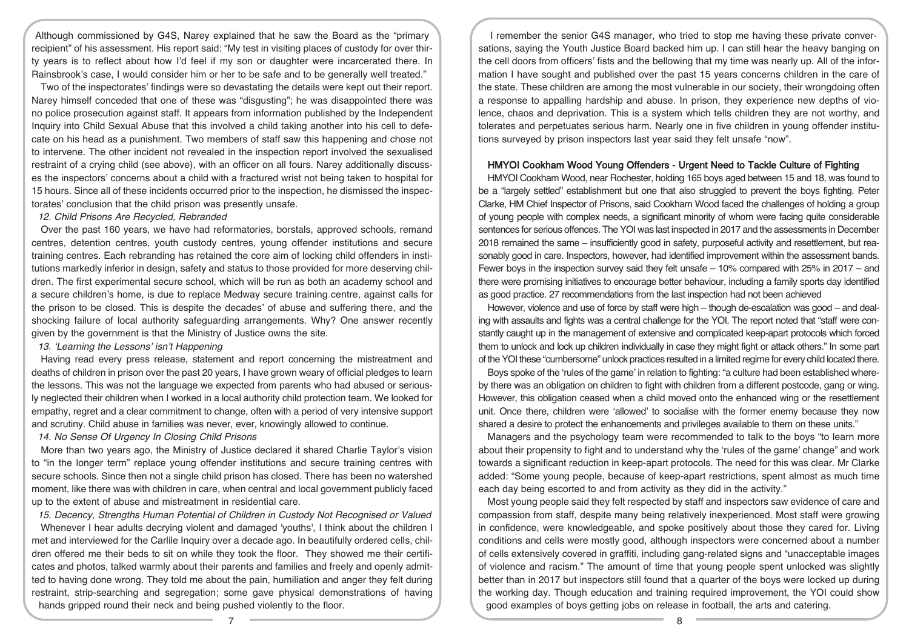Although commissioned by G4S, Narey explained that he saw the Board as the "primary recipient" of his assessment. His report said: "My test in visiting places of custody for over thirty years is to reflect about how I'd feel if my son or daughter were incarcerated there. In Rainsbrook's case, I would consider him or her to be safe and to be generally well treated."

Two of the inspectorates' findings were so devastating the details were kept out their report. Narey himself conceded that one of these was "disgusting"; he was disappointed there was no police prosecution against staff. It appears from information published by the Independent Inquiry into Child Sexual Abuse that this involved a child taking another into his cell to defecate on his head as a punishment. Two members of staff saw this happening and chose not to intervene. The other incident not revealed in the inspection report involved the sexualised restraint of a crying child (see above), with an officer on all fours. Narey additionally discusses the inspectors' concerns about a child with a fractured wrist not being taken to hospital for 15 hours. Since all of these incidents occurred prior to the inspection, he dismissed the inspectorates' conclusion that the child prison was presently unsafe.

*12. Child Prisons Are Recycled, Rebranded*

Over the past 160 years, we have had reformatories, borstals, approved schools, remand centres, detention centres, youth custody centres, young offender institutions and secure training centres. Each rebranding has retained the core aim of locking child offenders in institutions markedly inferior in design, safety and status to those provided for more deserving children. The first experimental secure school, which will be run as both an academy school and a secure children's home, is due to replace Medway secure training centre, against calls for the prison to be closed. This is despite the decades' of abuse and suffering there, and the shocking failure of local authority safeguarding arrangements. Why? One answer recently given by the government is that the Ministry of Justice owns the site.

*13. 'Learning the Lessons' isn't Happening*

Having read every press release, statement and report concerning the mistreatment and deaths of children in prison over the past 20 years, I have grown weary of official pledges to learn the lessons. This was not the language we expected from parents who had abused or seriously neglected their children when I worked in a local authority child protection team. We looked for empathy, regret and a clear commitment to change, often with a period of very intensive support and scrutiny. Child abuse in families was never, ever, knowingly allowed to continue.

*14. No Sense Of Urgency In Closing Child Prisons*

More than two years ago, the Ministry of Justice declared it shared Charlie Taylor's vision to "in the longer term" replace young offender institutions and secure training centres with secure schools. Since then not a single child prison has closed. There has been no watershed moment, like there was with children in care, when central and local government publicly faced up to the extent of abuse and mistreatment in residential care.

*15. Decency, Strengths Human Potential of Children in Custody Not Recognised or Valued*

Whenever I hear adults decrying violent and damaged 'youths', I think about the children I met and interviewed for the Carlile Inquiry over a decade ago. In beautifully ordered cells, children offered me their beds to sit on while they took the floor. They showed me their certificates and photos, talked warmly about their parents and families and freely and openly admitted to having done wrong. They told me about the pain, humiliation and anger they felt during restraint, strip-searching and segregation; some gave physical demonstrations of having hands gripped round their neck and being pushed violently to the floor.

I remember the senior G4S manager, who tried to stop me having these private conversations, saying the Youth Justice Board backed him up. I can still hear the heavy banging on the cell doors from officers' fists and the bellowing that my time was nearly up. All of the information I have sought and published over the past 15 years concerns children in the care of the state. These children are among the most vulnerable in our society, their wrongdoing often a response to appalling hardship and abuse. In prison, they experience new depths of violence, chaos and deprivation. This is a system which tells children they are not worthy, and tolerates and perpetuates serious harm. Nearly one in five children in young offender institutions surveyed by prison inspectors last year said they felt unsafe "now".

## HMYOI Cookham Wood Young Offenders - Urgent Need to Tackle Culture of Fighting

HMYOI Cookham Wood, near Rochester, holding 165 boys aged between 15 and 18, was found to be a "largely settled" establishment but one that also struggled to prevent the boys fighting. Peter Clarke, HM Chief Inspector of Prisons, said Cookham Wood faced the challenges of holding a group of young people with complex needs, a significant minority of whom were facing quite considerable sentences for serious offences. The YOI was last inspected in 2017 and the assessments in December 2018 remained the same – insufficiently good in safety, purposeful activity and resettlement, but reasonably good in care. Inspectors, however, had identified improvement within the assessment bands. Fewer boys in the inspection survey said they felt unsafe – 10% compared with 25% in 2017 – and there were promising initiatives to encourage better behaviour, including a family sports day identified as good practice. 27 recommendations from the last inspection had not been achieved

However, violence and use of force by staff were high – though de-escalation was good – and dealing with assaults and fights was a central challenge for the YOI. The report noted that "staff were constantly caught up in the management of extensive and complicated keep-apart protocols which forced them to unlock and lock up children individually in case they might fight or attack others." In some part of the YOI these "cumbersome" unlock practices resulted in a limited regime for every child located there.

Boys spoke of the 'rules of the game' in relation to fighting: "a culture had been established whereby there was an obligation on children to fight with children from a different postcode, gang or wing. However, this obligation ceased when a child moved onto the enhanced wing or the resettlement unit. Once there, children were 'allowed' to socialise with the former enemy because they now shared a desire to protect the enhancements and privileges available to them on these units."

Managers and the psychology team were recommended to talk to the boys "to learn more about their propensity to fight and to understand why the 'rules of the game' change" and work towards a significant reduction in keep-apart protocols. The need for this was clear. Mr Clarke added: "Some young people, because of keep-apart restrictions, spent almost as much time each day being escorted to and from activity as they did in the activity."

Most young people said they felt respected by staff and inspectors saw evidence of care and compassion from staff, despite many being relatively inexperienced. Most staff were growing in confidence, were knowledgeable, and spoke positively about those they cared for. Living conditions and cells were mostly good, although inspectors were concerned about a number of cells extensively covered in graffiti, including gang-related signs and "unacceptable images of violence and racism." The amount of time that young people spent unlocked was slightly better than in 2017 but inspectors still found that a quarter of the boys were locked up during the working day. Though education and training required improvement, the YOI could show good examples of boys getting jobs on release in football, the arts and catering.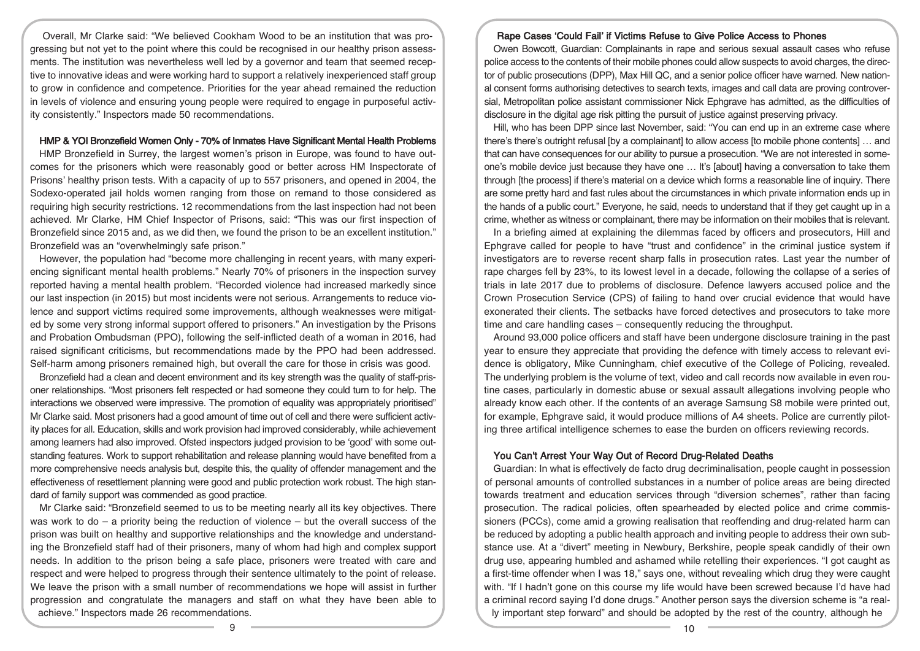Overall, Mr Clarke said: "We believed Cookham Wood to be an institution that was progressing but not yet to the point where this could be recognised in our healthy prison assessments. The institution was nevertheless well led by a governor and team that seemed receptive to innovative ideas and were working hard to support a relatively inexperienced staff group to grow in confidence and competence. Priorities for the year ahead remained the reduction in levels of violence and ensuring young people were required to engage in purposeful activity consistently." Inspectors made 50 recommendations.

### HMP & YOI Bronzefield Women Only - 70% of Inmates Have Significant Mental Health Problems

HMP Bronzefield in Surrey, the largest women's prison in Europe, was found to have outcomes for the prisoners which were reasonably good or better across HM Inspectorate of Prisons' healthy prison tests. With a capacity of up to 557 prisoners, and opened in 2004, the Sodexo-operated jail holds women ranging from those on remand to those considered as requiring high security restrictions. 12 recommendations from the last inspection had not been achieved. Mr Clarke, HM Chief Inspector of Prisons, said: "This was our first inspection of Bronzefield since 2015 and, as we did then, we found the prison to be an excellent institution." Bronzefield was an "overwhelmingly safe prison."

However, the population had "become more challenging in recent years, with many experiencing significant mental health problems." Nearly 70% of prisoners in the inspection survey reported having a mental health problem. "Recorded violence had increased markedly since our last inspection (in 2015) but most incidents were not serious. Arrangements to reduce violence and support victims required some improvements, although weaknesses were mitigated by some very strong informal support offered to prisoners." An investigation by the Prisons and Probation Ombudsman (PPO), following the self-inflicted death of a woman in 2016, had raised significant criticisms, but recommendations made by the PPO had been addressed. Self-harm among prisoners remained high, but overall the care for those in crisis was good.

Bronzefield had a clean and decent environment and its key strength was the quality of staff-prisoner relationships. "Most prisoners felt respected or had someone they could turn to for help. The interactions we observed were impressive. The promotion of equality was appropriately prioritised" Mr Clarke said. Most prisoners had a good amount of time out of cell and there were sufficient activity places for all. Education, skills and work provision had improved considerably, while achievement among learners had also improved. Ofsted inspectors judged provision to be 'good' with some outstanding features. Work to support rehabilitation and release planning would have benefited from a more comprehensive needs analysis but, despite this, the quality of offender management and the effectiveness of resettlement planning were good and public protection work robust. The high standard of family support was commended as good practice.

Mr Clarke said: "Bronzefield seemed to us to be meeting nearly all its key objectives. There was work to do – a priority being the reduction of violence – but the overall success of the prison was built on healthy and supportive relationships and the knowledge and understanding the Bronzefield staff had of their prisoners, many of whom had high and complex support needs. In addition to the prison being a safe place, prisoners were treated with care and respect and were helped to progress through their sentence ultimately to the point of release. We leave the prison with a small number of recommendations we hope will assist in further progression and congratulate the managers and staff on what they have been able to achieve." Inspectors made 26 recommendations.

### Rape Cases 'Could Fail' if Victims Refuse to Give Police Access to Phones

Owen Bowcott, Guardian: Complainants in rape and serious sexual assault cases who refuse police access to the contents of their mobile phones could allow suspects to avoid charges, the director of public prosecutions (DPP), Max Hill QC, and a senior police officer have warned. New national consent forms authorising detectives to search texts, images and call data are proving controversial, Metropolitan police assistant commissioner Nick Ephgrave has admitted, as the difficulties of disclosure in the digital age risk pitting the pursuit of justice against preserving privacy.

Hill, who has been DPP since last November, said: "You can end up in an extreme case where there's there's outright refusal [by a complainant] to allow access [to mobile phone contents] … and that can have consequences for our ability to pursue a prosecution. "We are not interested in someone's mobile device just because they have one … It's [about] having a conversation to take them through [the process] if there's material on a device which forms a reasonable line of inquiry. There are some pretty hard and fast rules about the circumstances in which private information ends up in the hands of a public court." Everyone, he said, needs to understand that if they get caught up in a crime, whether as witness or complainant, there may be information on their mobiles that is relevant.

In a briefing aimed at explaining the dilemmas faced by officers and prosecutors, Hill and Ephgrave called for people to have "trust and confidence" in the criminal justice system if investigators are to reverse recent sharp falls in prosecution rates. Last year the number of rape charges fell by 23%, to its lowest level in a decade, following the collapse of a series of trials in late 2017 due to problems of disclosure. Defence lawyers accused police and the Crown Prosecution Service (CPS) of failing to hand over crucial evidence that would have exonerated their clients. The setbacks have forced detectives and prosecutors to take more time and care handling cases – consequently reducing the throughput.

Around 93,000 police officers and staff have been undergone disclosure training in the past year to ensure they appreciate that providing the defence with timely access to relevant evidence is obligatory, Mike Cunningham, chief executive of the College of Policing, revealed. The underlying problem is the volume of text, video and call records now available in even routine cases, particularly in domestic abuse or sexual assault allegations involving people who already know each other. If the contents of an average Samsung S8 mobile were printed out, for example, Ephgrave said, it would produce millions of A4 sheets. Police are currently piloting three artifical intelligence schemes to ease the burden on officers reviewing records.

### You Can't Arrest Your Way Out of Record Drug-Related Deaths

Guardian: In what is effectively de facto drug decriminalisation, people caught in possession of personal amounts of controlled substances in a number of police areas are being directed towards treatment and education services through "diversion schemes", rather than facing prosecution. The radical policies, often spearheaded by elected police and crime commissioners (PCCs), come amid a growing realisation that reoffending and drug-related harm can be reduced by adopting a public health approach and inviting people to address their own substance use. At a "divert" meeting in Newbury, Berkshire, people speak candidly of their own drug use, appearing humbled and ashamed while retelling their experiences. "I got caught as a first-time offender when I was 18," says one, without revealing which drug they were caught with. "If I hadn't gone on this course my life would have been screwed because I'd have had a criminal record saying I'd done drugs." Another person says the diversion scheme is "a really important step forward" and should be adopted by the rest of the country, although he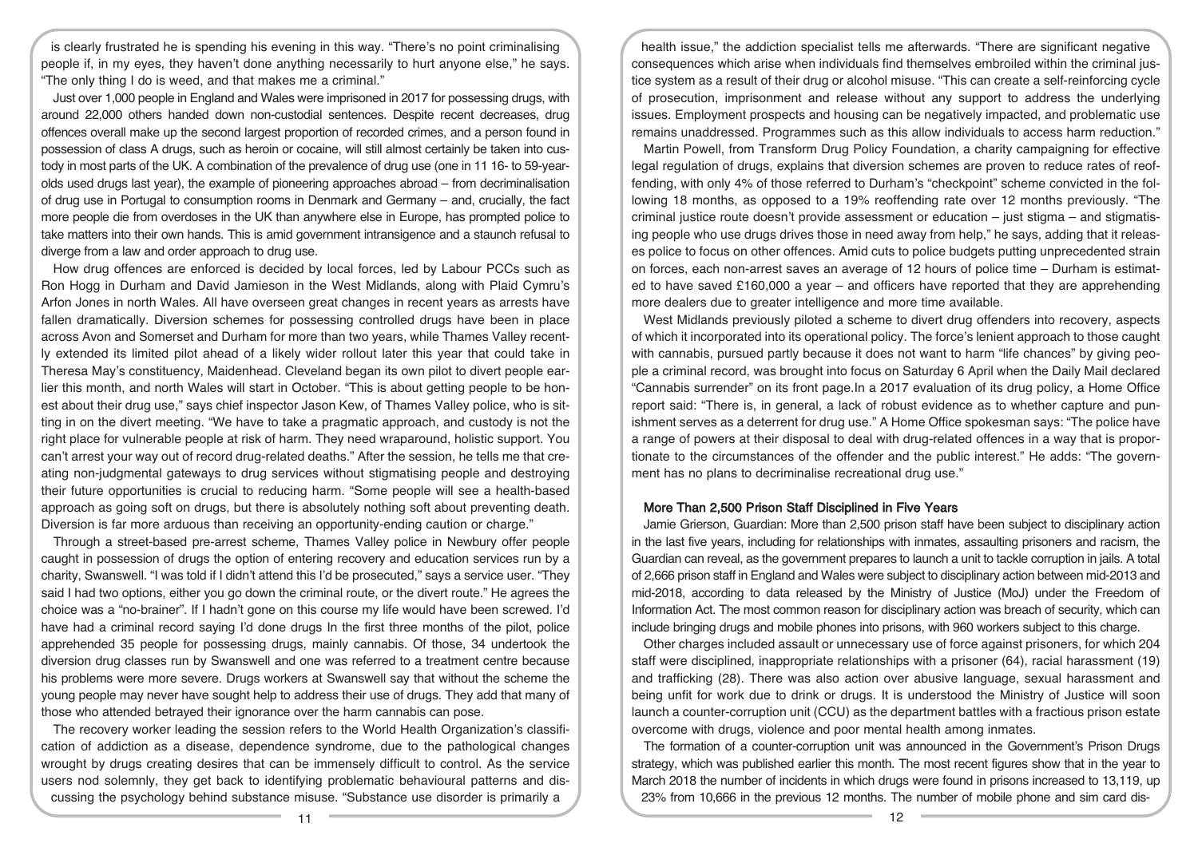is clearly frustrated he is spending his evening in this way. "There's no point criminalising people if, in my eyes, they haven't done anything necessarily to hurt anyone else," he says. "The only thing I do is weed, and that makes me a criminal."

Just over 1,000 people in England and Wales were imprisoned in 2017 for possessing drugs, with around 22,000 others handed down non-custodial sentences. Despite recent decreases, drug offences overall make up the second largest proportion of recorded crimes, and a person found in possession of class A drugs, such as heroin or cocaine, will still almost certainly be taken into custody in most parts of the UK. A combination of the prevalence of drug use (one in 11 16- to 59-year-olds used drugs last year), the example of pioneering approaches abroad – from decriminalisation of drug use in Portugal to consumption rooms in Denmark and Germany – and, crucially, the fact more people die from overdoses in the UK than anywhere else in Europe, has prompted police to take matters into their own hands. This is amid government intransigence and a staunch refusal to diverge from a law and order approach to drug use.

How drug offences are enforced is decided by local forces, led by Labour PCCs such as Ron Hogg in Durham and David Jamieson in the West Midlands, along with Plaid Cymru's Arfon Jones in north Wales. All have overseen great changes in recent years as arrests have fallen dramatically. Diversion schemes for possessing controlled drugs have been in place across Avon and Somerset and Durham for more than two years, while Thames Valley recently extended its limited pilot ahead of a likely wider rollout later this year that could take in Theresa May's constituency, Maidenhead. Cleveland began its own pilot to divert people earlier this month, and north Wales will start in October. "This is about getting people to be honest about their drug use," says chief inspector Jason Kew, of Thames Valley police, who is sitting in on the divert meeting. "We have to take a pragmatic approach, and custody is not the right place for vulnerable people at risk of harm. They need wraparound, holistic support. You can't arrest your way out of record drug-related deaths." After the session, he tells me that creating non-judgmental gateways to drug services without stigmatising people and destroying their future opportunities is crucial to reducing harm. "Some people will see a health-based approach as going soft on drugs, but there is absolutely nothing soft about preventing death. Diversion is far more arduous than receiving an opportunity-ending caution or charge."

Through a street-based pre-arrest scheme, Thames Valley police in Newbury offer people caught in possession of drugs the option of entering recovery and education services run by a charity, Swanswell. "I was told if I didn't attend this I'd be prosecuted," says a service user. "They said I had two options, either you go down the criminal route, or the divert route." He agrees the choice was a "no-brainer". If I hadn't gone on this course my life would have been screwed. I'd have had a criminal record saying I'd done drugs In the first three months of the pilot, police apprehended 35 people for possessing drugs, mainly cannabis. Of those, 34 undertook the diversion drug classes run by Swanswell and one was referred to a treatment centre because his problems were more severe. Drugs workers at Swanswell say that without the scheme the young people may never have sought help to address their use of drugs. They add that many of those who attended betrayed their ignorance over the harm cannabis can pose.

The recovery worker leading the session refers to the World Health Organization's classification of addiction as a disease, dependence syndrome, due to the pathological changes wrought by drugs creating desires that can be immensely difficult to control. As the service users nod solemnly, they get back to identifying problematic behavioural patterns and discussing the psychology behind substance misuse. "Substance use disorder is primarily a health issue," the addiction specialist tells me afterwards. "There are significant negative consequences which arise when individuals find themselves embroiled within the criminal justice system as a result of their drug or alcohol misuse. "This can create a self-reinforcing cycle of prosecution, imprisonment and release without any support to address the underlying issues. Employment prospects and housing can be negatively impacted, and problematic use remains unaddressed. Programmes such as this allow individuals to access harm reduction."

Martin Powell, from Transform Drug Policy Foundation, a charity campaigning for effective legal regulation of drugs, explains that diversion schemes are proven to reduce rates of reoffending, with only 4% of those referred to Durham's "checkpoint" scheme convicted in the following 18 months, as opposed to a 19% reoffending rate over 12 months previously. "The criminal justice route doesn't provide assessment or education – just stigma – and stigmatising people who use drugs drives those in need away from help," he says, adding that it releases police to focus on other offences. Amid cuts to police budgets putting unprecedented strain on forces, each non-arrest saves an average of 12 hours of police time – Durham is estimated to have saved £160,000 a year – and officers have reported that they are apprehending more dealers due to greater intelligence and more time available.

West Midlands previously piloted a scheme to divert drug offenders into recovery, aspects of which it incorporated into its operational policy. The force's lenient approach to those caught with cannabis, pursued partly because it does not want to harm "life chances" by giving people a criminal record, was brought into focus on Saturday 6 April when the Daily Mail declared "Cannabis surrender" on its front page.In a 2017 evaluation of its drug policy, a Home Office report said: "There is, in general, a lack of robust evidence as to whether capture and punishment serves as a deterrent for drug use." A Home Office spokesman says: "The police have a range of powers at their disposal to deal with drug-related offences in a way that is proportionate to the circumstances of the offender and the public interest." He adds: "The government has no plans to decriminalise recreational drug use."

## More Than 2,500 Prison Staff Disciplined in Five Years

Jamie Grierson, Guardian: More than 2,500 prison staff have been subject to disciplinary action in the last five years, including for relationships with inmates, assaulting prisoners and racism, the Guardian can reveal, as the government prepares to launch a unit to tackle corruption in jails. A total of 2,666 prison staff in England and Wales were subject to disciplinary action between mid-2013 and mid-2018, according to data released by the Ministry of Justice (MoJ) under the Freedom of Information Act. The most common reason for disciplinary action was breach of security, which can include bringing drugs and mobile phones into prisons, with 960 workers subject to this charge.

Other charges included assault or unnecessary use of force against prisoners, for which 204 staff were disciplined, inappropriate relationships with a prisoner (64), racial harassment (19) and trafficking (28). There was also action over abusive language, sexual harassment and being unfit for work due to drink or drugs. It is understood the Ministry of Justice will soon launch a counter-corruption unit (CCU) as the department battles with a fractious prison estate overcome with drugs, violence and poor mental health among inmates.

The formation of a counter-corruption unit was announced in the Government's Prison Drugs strategy, which was published earlier this month. The most recent figures show that in the year to March 2018 the number of incidents in which drugs were found in prisons increased to 13,119, up 23% from 10,666 in the previous 12 months. The number of mobile phone and sim card dis-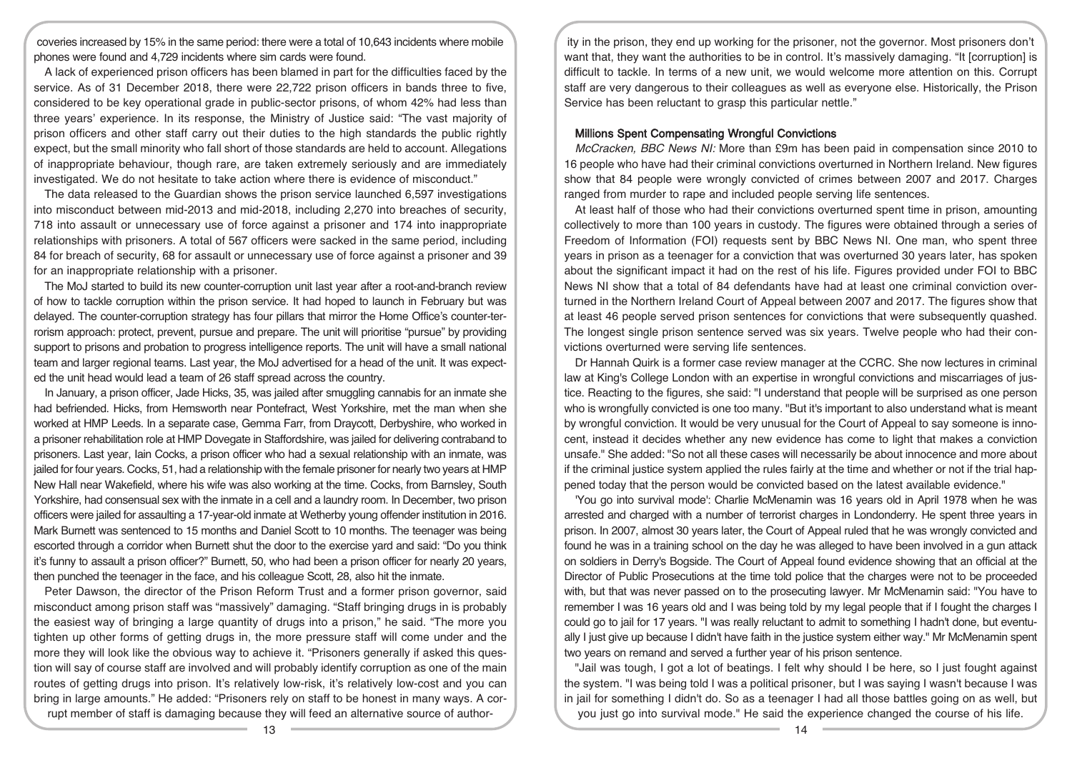coveries increased by 15% in the same period: there were a total of 10,643 incidents where mobile phones were found and 4,729 incidents where sim cards were found.

A lack of experienced prison officers has been blamed in part for the difficulties faced by the service. As of 31 December 2018, there were 22,722 prison officers in bands three to five, considered to be key operational grade in public-sector prisons, of whom 42% had less than three years' experience. In its response, the Ministry of Justice said: "The vast majority of prison officers and other staff carry out their duties to the high standards the public rightly expect, but the small minority who fall short of those standards are held to account. Allegations of inappropriate behaviour, though rare, are taken extremely seriously and are immediately investigated. We do not hesitate to take action where there is evidence of misconduct."

The data released to the Guardian shows the prison service launched 6,597 investigations into misconduct between mid-2013 and mid-2018, including 2,270 into breaches of security, 718 into assault or unnecessary use of force against a prisoner and 174 into inappropriate relationships with prisoners. A total of 567 officers were sacked in the same period, including 84 for breach of security, 68 for assault or unnecessary use of force against a prisoner and 39 for an inappropriate relationship with a prisoner.

The MoJ started to build its new counter-corruption unit last year after a root-and-branch review of how to tackle corruption within the prison service. It had hoped to launch in February but was delayed. The counter-corruption strategy has four pillars that mirror the Home Office's counter-terrorism approach: protect, prevent, pursue and prepare. The unit will prioritise "pursue" by providing support to prisons and probation to progress intelligence reports. The unit will have a small national team and larger regional teams. Last year, the MoJ advertised for a head of the unit. It was expected the unit head would lead a team of 26 staff spread across the country.

In January, a prison officer, Jade Hicks, 35, was jailed after smuggling cannabis for an inmate she had befriended. Hicks, from Hemsworth near Pontefract, West Yorkshire, met the man when she worked at HMP Leeds. In a separate case, Gemma Farr, from Draycott, Derbyshire, who worked in a prisoner rehabilitation role at HMP Dovegate in Staffordshire, was jailed for delivering contraband to prisoners. Last year, Iain Cocks, a prison officer who had a sexual relationship with an inmate, was jailed for four years. Cocks, 51, had a relationship with the female prisoner for nearly two years at HMP New Hall near Wakefield, where his wife was also working at the time. Cocks, from Barnsley, South Yorkshire, had consensual sex with the inmate in a cell and a laundry room. In December, two prison officers were jailed for assaulting a 17-year-old inmate at Wetherby young offender institution in 2016. Mark Burnett was sentenced to 15 months and Daniel Scott to 10 months. The teenager was being escorted through a corridor when Burnett shut the door to the exercise yard and said: "Do you think it's funny to assault a prison officer?" Burnett, 50, who had been a prison officer for nearly 20 years, then punched the teenager in the face, and his colleague Scott, 28, also hit the inmate.

Peter Dawson, the director of the Prison Reform Trust and a former prison governor, said misconduct among prison staff was "massively" damaging. "Staff bringing drugs in is probably the easiest way of bringing a large quantity of drugs into a prison," he said. "The more you tighten up other forms of getting drugs in, the more pressure staff will come under and the more they will look like the obvious way to achieve it. "Prisoners generally if asked this question will say of course staff are involved and will probably identify corruption as one of the main routes of getting drugs into prison. It's relatively low-risk, it's relatively low-cost and you can bring in large amounts." He added: "Prisoners rely on staff to be honest in many ways. A corrupt member of staff is damaging because they will feed an alternative source of authority in the prison, they end up working for the prisoner, not the governor. Most prisoners don't want that, they want the authorities to be in control. It's massively damaging. "It [corruption] is difficult to tackle. In terms of a new unit, we would welcome more attention on this. Corrupt staff are very dangerous to their colleagues as well as everyone else. Historically, the Prison Service has been reluctant to grasp this particular nettle."

### Millions Spent Compensating Wrongful Convictions

*McCracken, BBC News NI:* More than £9m has been paid in compensation since 2010 to 16 people who have had their criminal convictions overturned in Northern Ireland. New figures show that 84 people were wrongly convicted of crimes between 2007 and 2017. Charges ranged from murder to rape and included people serving life sentences.

At least half of those who had their convictions overturned spent time in prison, amounting collectively to more than 100 years in custody. The figures were obtained through a series of Freedom of Information (FOI) requests sent by BBC News NI. One man, who spent three years in prison as a teenager for a conviction that was overturned 30 years later, has spoken about the significant impact it had on the rest of his life. Figures provided under FOI to BBC News NI show that a total of 84 defendants have had at least one criminal conviction overturned in the Northern Ireland Court of Appeal between 2007 and 2017. The figures show that at least 46 people served prison sentences for convictions that were subsequently quashed. The longest single prison sentence served was six years. Twelve people who had their convictions overturned were serving life sentences.

Dr Hannah Quirk is a former case review manager at the CCRC. She now lectures in criminal law at King's College London with an expertise in wrongful convictions and miscarriages of justice. Reacting to the figures, she said: "I understand that people will be surprised as one person who is wrongfully convicted is one too many. "But it's important to also understand what is meant by wrongful conviction. It would be very unusual for the Court of Appeal to say someone is innocent, instead it decides whether any new evidence has come to light that makes a conviction unsafe." She added: "So not all these cases will necessarily be about innocence and more about if the criminal justice system applied the rules fairly at the time and whether or not if the trial happened today that the person would be convicted based on the latest available evidence."

'You go into survival mode': Charlie McMenamin was 16 years old in April 1978 when he was arrested and charged with a number of terrorist charges in Londonderry. He spent three years in prison. In 2007, almost 30 years later, the Court of Appeal ruled that he was wrongly convicted and found he was in a training school on the day he was alleged to have been involved in a gun attack on soldiers in Derry's Bogside. The Court of Appeal found evidence showing that an official at the Director of Public Prosecutions at the time told police that the charges were not to be proceeded with, but that was never passed on to the prosecuting lawyer. Mr McMenamin said: "You have to remember I was 16 years old and I was being told by my legal people that if I fought the charges I could go to jail for 17 years. "I was really reluctant to admit to something I hadn't done, but eventually I just give up because I didn't have faith in the justice system either way." Mr McMenamin spent two years on remand and served a further year of his prison sentence.

"Jail was tough, I got a lot of beatings. I felt why should I be here, so I just fought against the system. "I was being told I was a political prisoner, but I was saying I wasn't because I was in jail for something I didn't do. So as a teenager I had all those battles going on as well, but you just go into survival mode." He said the experience changed the course of his life.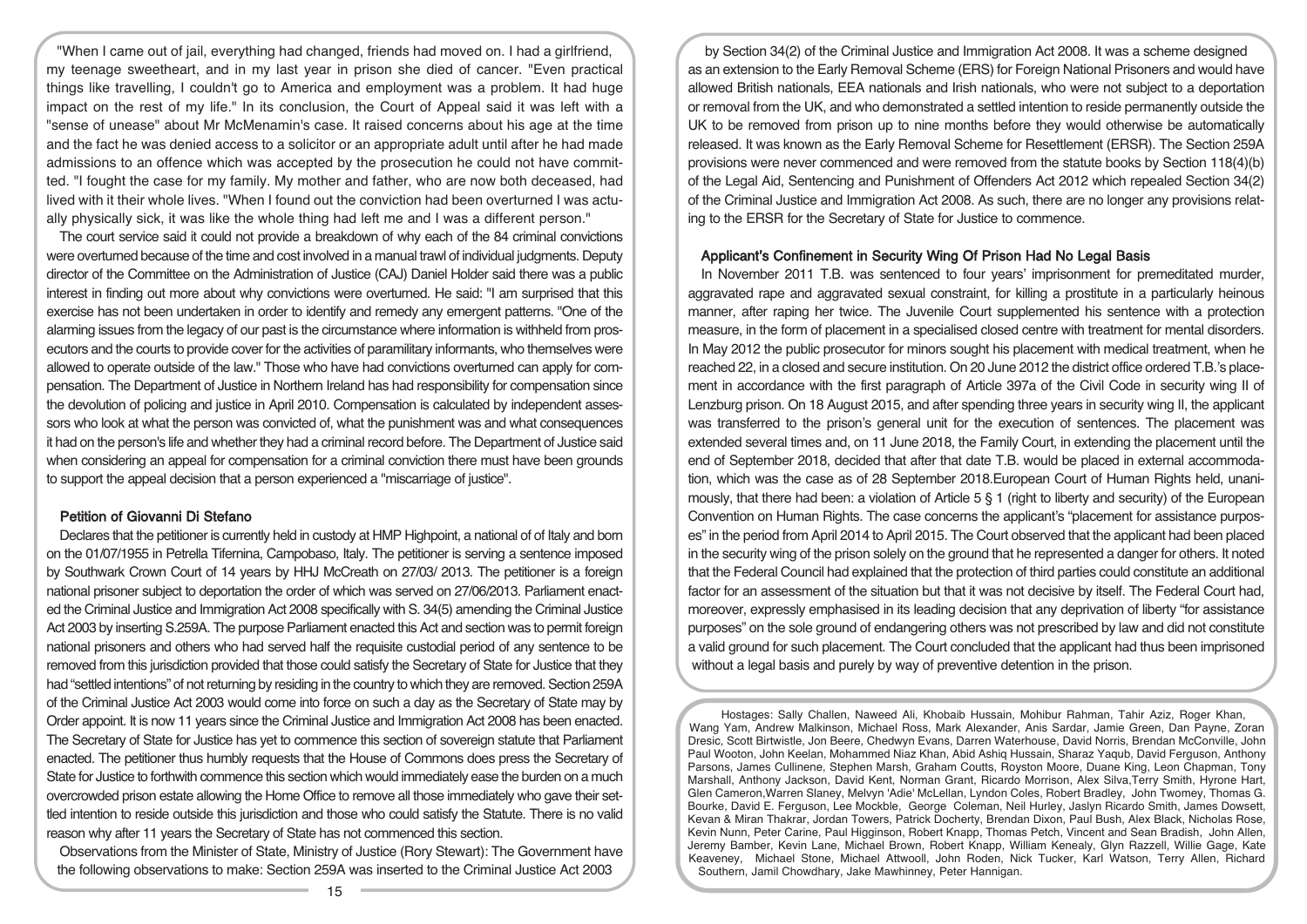"When I came out of jail, everything had changed, friends had moved on. I had a girlfriend, my teenage sweetheart, and in my last year in prison she died of cancer. "Even practical things like travelling, I couldn't go to America and employment was a problem. It had huge impact on the rest of my life." In its conclusion, the Court of Appeal said it was left with a "sense of unease" about Mr McMenamin's case. It raised concerns about his age at the time and the fact he was denied access to a solicitor or an appropriate adult until after he had made admissions to an offence which was accepted by the prosecution he could not have committed. "I fought the case for my family. My mother and father, who are now both deceased, had lived with it their whole lives. "When I found out the conviction had been overturned I was actually physically sick, it was like the whole thing had left me and I was a different person."

The court service said it could not provide a breakdown of why each of the 84 criminal convictions were overturned because of the time and cost involved in a manual trawl of individual judgments. Deputy director of the Committee on the Administration of Justice (CAJ) Daniel Holder said there was a public interest in finding out more about why convictions were overturned. He said: "I am surprised that this exercise has not been undertaken in order to identify and remedy any emergent patterns. "One of the alarming issues from the legacy of our past is the circumstance where information is withheld from prosecutors and the courts to provide cover for the activities of paramilitary informants, who themselves were allowed to operate outside of the law." Those who have had convictions overturned can apply for compensation. The Department of Justice in Northern Ireland has had responsibility for compensation since the devolution of policing and justice in April 2010. Compensation is calculated by independent assessors who look at what the person was convicted of, what the punishment was and what consequences it had on the person's life and whether they had a criminal record before. The Department of Justice said when considering an appeal for compensation for a criminal conviction there must have been grounds to support the appeal decision that a person experienced a "miscarriage of justice".

## Petition of Giovanni Di Stefano

Declares that the petitioner is currently held in custody at HMP Highpoint, a national of of Italy and born on the 01/07/1955 in Petrella Tifernina, Campobaso, Italy. The petitioner is serving a sentence imposed by Southwark Crown Court of 14 years by HHJ McCreath on 27/03/ 2013. The petitioner is a foreign national prisoner subject to deportation the order of which was served on 27/06/2013. Parliament enacted the Criminal Justice and Immigration Act 2008 specifically with S. 34(5) amending the Criminal Justice Act 2003 by inserting S.259A. The purpose Parliament enacted this Act and section was to permit foreign national prisoners and others who had served half the requisite custodial period of any sentence to be removed from this jurisdiction provided that those could satisfy the Secretary of State for Justice that they had "settled intentions" of not returning by residing in the country to which they are removed. Section 259A of the Criminal Justice Act 2003 would come into force on such a day as the Secretary of State may by Order appoint. It is now 11 years since the Criminal Justice and Immigration Act 2008 has been enacted. The Secretary of State for Justice has yet to commence this section of sovereign statute that Parliament enacted. The petitioner thus humbly requests that the House of Commons does press the Secretary of State for Justice to forthwith commence this section which would immediately ease the burden on a much overcrowded prison estate allowing the Home Office to remove all those immediately who gave their settled intention to reside outside this jurisdiction and those who could satisfy the Statute. There is no valid reason why after 11 years the Secretary of State has not commenced this section.

Observations from the Minister of State, Ministry of Justice (Rory Stewart): The Government have the following observations to make: Section 259A was inserted to the Criminal Justice Act 2003 by Section 34(2) of the Criminal Justice and Immigration Act 2008. It was a scheme designed as an extension to the Early Removal Scheme (ERS) for Foreign National Prisoners and would have allowed British nationals, EEA nationals and Irish nationals, who were not subject to a deportation or removal from the UK, and who demonstrated a settled intention to reside permanently outside the UK to be removed from prison up to nine months before they would otherwise be automatically released. It was known as the Early Removal Scheme for Resettlement (ERSR). The Section 259A provisions were never commenced and were removed from the statute books by Section 118(4)(b) of the Legal Aid, Sentencing and Punishment of Offenders Act 2012 which repealed Section 34(2) of the Criminal Justice and Immigration Act 2008. As such, there are no longer any provisions relating to the ERSR for the Secretary of State for Justice to commence.

## Applicant's Confinement in Security Wing Of Prison Had No Legal Basis

In November 2011 T.B. was sentenced to four years' imprisonment for premeditated murder, aggravated rape and aggravated sexual constraint, for killing a prostitute in a particularly heinous manner, after raping her twice. The Juvenile Court supplemented his sentence with a protection measure, in the form of placement in a specialised closed centre with treatment for mental disorders. In May 2012 the public prosecutor for minors sought his placement with medical treatment, when he reached 22, in a closed and secure institution. On 20 June 2012 the district office ordered T.B.'s placement in accordance with the first paragraph of Article 397a of the Civil Code in security wing II of Lenzburg prison. On 18 August 2015, and after spending three years in security wing II, the applicant was transferred to the prison's general unit for the execution of sentences. The placement was extended several times and, on 11 June 2018, the Family Court, in extending the placement until the end of September 2018, decided that after that date T.B. would be placed in external accommodation, which was the case as of 28 September 2018.European Court of Human Rights held, unanimously, that there had been: a violation of Article 5 § 1 (right to liberty and security) of the European Convention on Human Rights. The case concerns the applicant's "placement for assistance purposes" in the period from April 2014 to April 2015. The Court observed that the applicant had been placed in the security wing of the prison solely on the ground that he represented a danger for others. It noted that the Federal Council had explained that the protection of third parties could constitute an additional factor for an assessment of the situation but that it was not decisive by itself. The Federal Court had, moreover, expressly emphasised in its leading decision that any deprivation of liberty "for assistance purposes" on the sole ground of endangering others was not prescribed by law and did not constitute a valid ground for such placement. The Court concluded that the applicant had thus been imprisoned without a legal basis and purely by way of preventive detention in the prison.

Hostages: Sally Challen, Naweed Ali, Khobaib Hussain, Mohibur Rahman, Tahir Aziz, Roger Khan, Wang Yam, Andrew Malkinson, Michael Ross, Mark Alexander, Anis Sardar, Jamie Green, Dan Payne, Zoran Dresic, Scott Birtwistle, Jon Beere, Chedwyn Evans, Darren Waterhouse, David Norris, Brendan McConville, John Paul Wooton, John Keelan, Mohammed Niaz Khan, Abid Ashiq Hussain, Sharaz Yaqub, David Ferguson, Anthony Parsons, James Cullinene, Stephen Marsh, Graham Coutts, Royston Moore, Duane King, Leon Chapman, Tony Marshall, Anthony Jackson, David Kent, Norman Grant, Ricardo Morrison, Alex Silva,Terry Smith, Hyrone Hart, Glen Cameron,Warren Slaney, Melvyn 'Adie' McLellan, Lyndon Coles, Robert Bradley, John Twomey, Thomas G. Bourke, David E. Ferguson, Lee Mockble, George Coleman, Neil Hurley, Jaslyn Ricardo Smith, James Dowsett, Kevan & Miran Thakrar, Jordan Towers, Patrick Docherty, Brendan Dixon, Paul Bush, Alex Black, Nicholas Rose, Kevin Nunn, Peter Carine, Paul Higginson, Robert Knapp, Thomas Petch, Vincent and Sean Bradish, John Allen, Jeremy Bamber, Kevin Lane, Michael Brown, Robert Knapp, William Kenealy, Glyn Razzell, Willie Gage, Kate Keaveney, Michael Stone, Michael Attwooll, John Roden, Nick Tucker, Karl Watson, Terry Allen, Richard Southern, Jamil Chowdhary, Jake Mawhinney, Peter Hannigan.